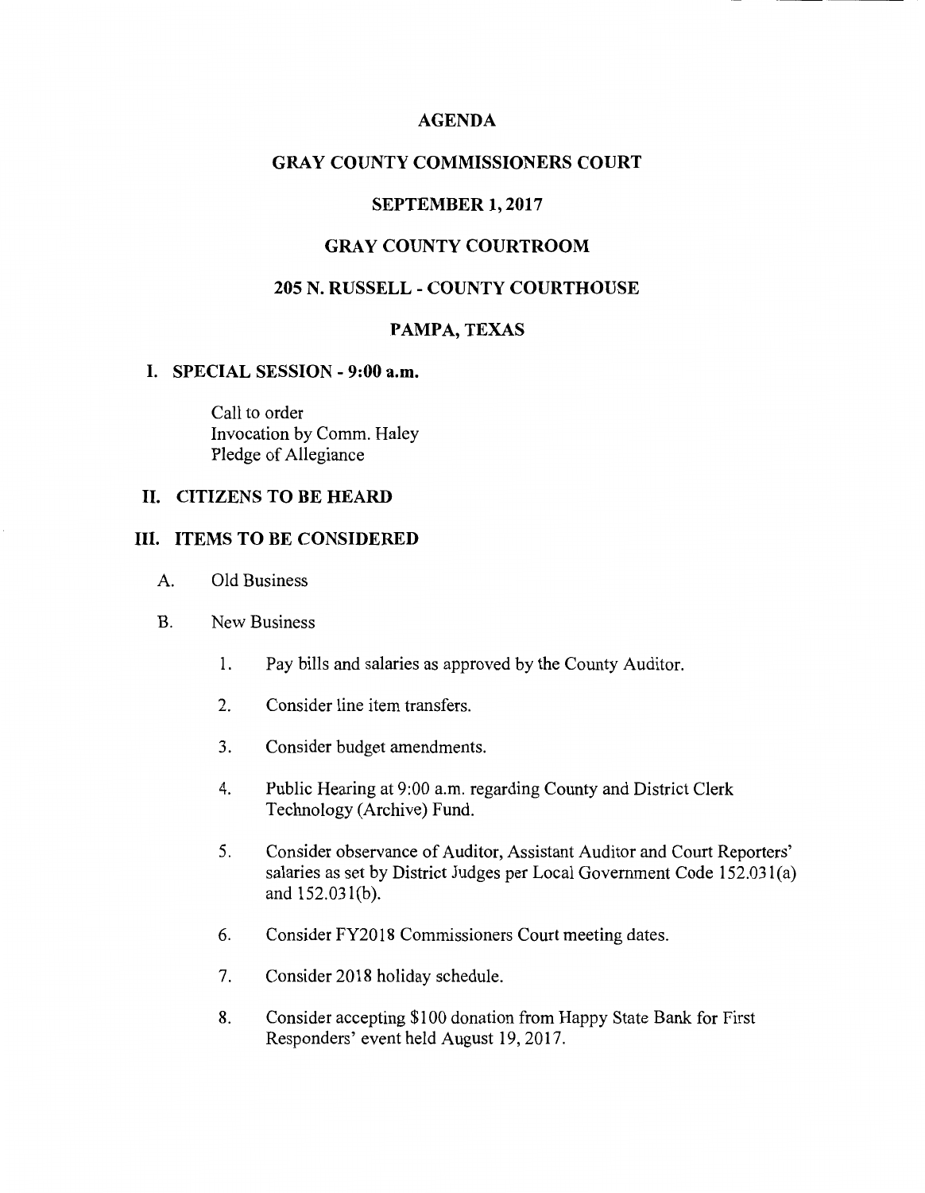# AGENDA

## GRAY COUNTY COMMISSIONERS COURT

## SEPTEMBER 1, 2017

## GRAY COUNTY COURTROOM

## 205 N. RUSSELL - COUNTY COURTHOUSE

## PAMPA, TEXAS

### I. SPECIAL SESSION - 9:00 a.m.

Call to order
Invocation by Comm. Haley
Pledge of Allegiance

### II. CITIZENS TO BE HEARD

### III. ITEMS TO BE CONSIDERED

A. Old Business

B. New Business

1. Pay bills and salaries as approved by the County Auditor.
2. Consider line item transfers.
3. Consider budget amendments.
4. Public Hearing at 9:00 a.m. regarding County and District Clerk Technology (Archive) Fund.
5. Consider observance of Auditor, Assistant Auditor and Court Reporters' salaries as set by District Judges per Local Government Code 152.031(a) and 152.031(b).
6. Consider FY2018 Commissioners Court meeting dates.
7. Consider 2018 holiday schedule.
8. Consider accepting $100 donation from Happy State Bank for First Responders' event held August 19, 2017.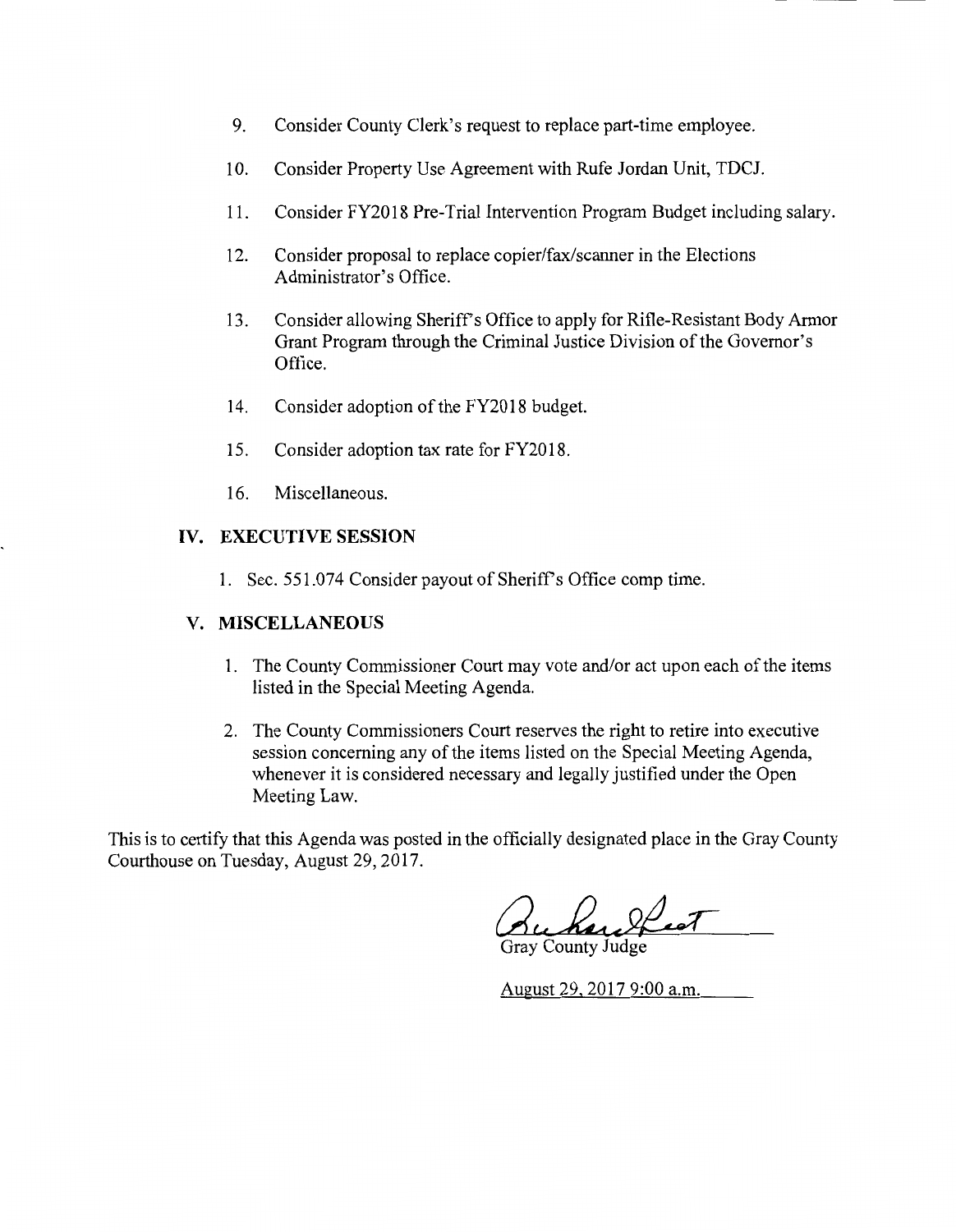9. Consider County Clerk's request to replace part-time employee.

10. Consider Property Use Agreement with Rufe Jordan Unit, TDCJ.

11. Consider FY2018 Pre-Trial Intervention Program Budget including salary.

12. Consider proposal to replace copier/fax/scanner in the Elections Administrator's Office.

13. Consider allowing Sheriff's Office to apply for Rifle-Resistant Body Armor Grant Program through the Criminal Justice Division of the Governor's Office.

14. Consider adoption of the FY2018 budget.

15. Consider adoption tax rate for FY2018.

16. Miscellaneous.

## IV. EXECUTIVE SESSION

1. Sec. 551.074 Consider payout of Sheriff's Office comp time.

## V. MISCELLANEOUS

1. The County Commissioner Court may vote and/or act upon each of the items listed in the Special Meeting Agenda.

2. The County Commissioners Court reserves the right to retire into executive session concerning any of the items listed on the Special Meeting Agenda, whenever it is considered necessary and legally justified under the Open Meeting Law.

This is to certify that this Agenda was posted in the officially designated place in the Gray County Courthouse on Tuesday, August 29, 2017.

Gray County Judge

August 29, 2017 9:00 a.m.